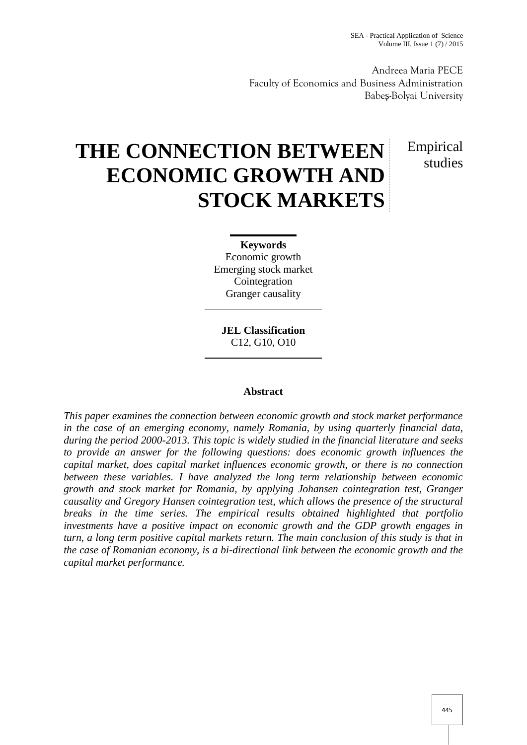Andreea Maria PECE
Faculty of Economics and Business Administration
Babeș-Bolyai University

# THE CONNECTION BETWEEN ECONOMIC GROWTH AND STOCK MARKETS

Empirical studies

**Keywords**
Economic growth
Emerging stock market
Cointegration
Granger causality

**JEL Classification**
C12, G10, O10

**Abstract**

*This paper examines the connection between economic growth and stock market performance in the case of an emerging economy, namely Romania, by using quarterly financial data, during the period 2000-2013. This topic is widely studied in the financial literature and seeks to provide an answer for the following questions: does economic growth influences the capital market, does capital market influences economic growth, or there is no connection between these variables. I have analyzed the long term relationship between economic growth and stock market for Romania, by applying Johansen cointegration test, Granger causality and Gregory Hansen cointegration test, which allows the presence of the structural breaks in the time series. The empirical results obtained highlighted that portfolio investments have a positive impact on economic growth and the GDP growth engages in turn, a long term positive capital markets return. The main conclusion of this study is that in the case of Romanian economy, is a bi-directional link between the economic growth and the capital market performance.*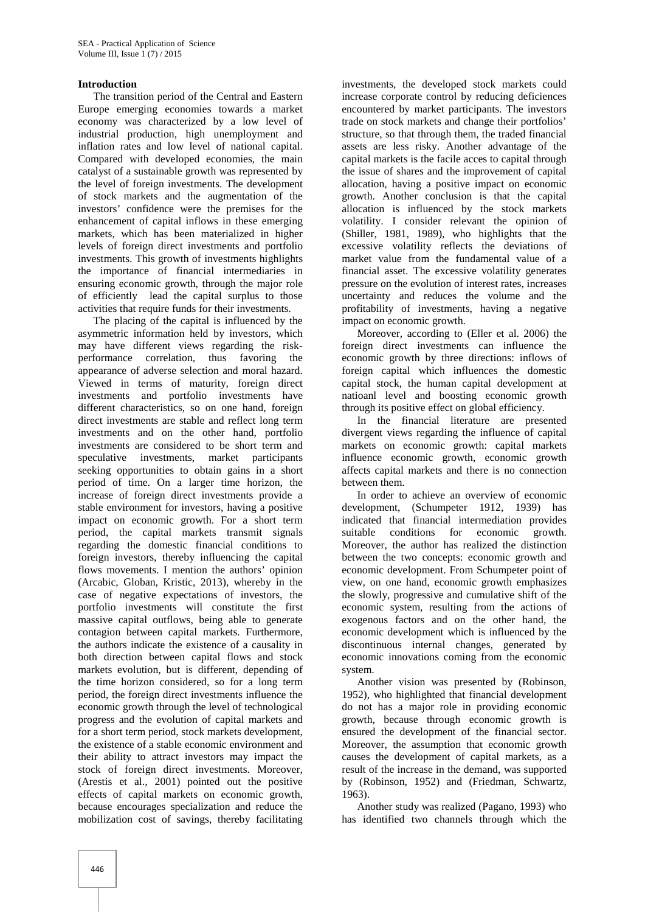**Introduction**

The transition period of the Central and Eastern Europe emerging economies towards a market economy was characterized by a low level of industrial production, high unemployment and inflation rates and low level of national capital. Compared with developed economies, the main catalyst of a sustainable growth was represented by the level of foreign investments. The development of stock markets and the augmentation of the investors' confidence were the premises for the enhancement of capital inflows in these emerging markets, which has been materialized in higher levels of foreign direct investments and portfolio investments. This growth of investments highlights the importance of financial intermediaries in ensuring economic growth, through the major role of efficiently lead the capital surplus to those activities that require funds for their investments.

The placing of the capital is influenced by the asymmetric information held by investors, which may have different views regarding the risk-performance correlation, thus favoring the appearance of adverse selection and moral hazard. Viewed in terms of maturity, foreign direct investments and portfolio investments have different characteristics, so on one hand, foreign direct investments are stable and reflect long term investments and on the other hand, portfolio investments are considered to be short term and speculative investments, market participants seeking opportunities to obtain gains in a short period of time. On a larger time horizon, the increase of foreign direct investments provide a stable environment for investors, having a positive impact on economic growth. For a short term period, the capital markets transmit signals regarding the domestic financial conditions to foreign investors, thereby influencing the capital flows movements. I mention the authors' opinion (Arcabic, Globan, Kristic, 2013), whereby in the case of negative expectations of investors, the portfolio investments will constitute the first massive capital outflows, being able to generate contagion between capital markets. Furthermore, the authors indicate the existence of a causality in both direction between capital flows and stock markets evolution, but is different, depending of the time horizon considered, so for a long term period, the foreign direct investments influence the economic growth through the level of technological progress and the evolution of capital markets and for a short term period, stock markets development, the existence of a stable economic environment and their ability to attract investors may impact the stock of foreign direct investments. Moreover, (Arestis et al., 2001) pointed out the positive effects of capital markets on economic growth, because encourages specialization and reduce the mobilization cost of savings, thereby facilitating investments, the developed stock markets could increase corporate control by reducing deficiences encountered by market participants. The investors trade on stock markets and change their portfolios' structure, so that through them, the traded financial assets are less risky. Another advantage of the capital markets is the facile acces to capital through the issue of shares and the improvement of capital allocation, having a positive impact on economic growth. Another conclusion is that the capital allocation is influenced by the stock markets volatility. I consider relevant the opinion of (Shiller, 1981, 1989), who highlights that the excessive volatility reflects the deviations of market value from the fundamental value of a financial asset. The excessive volatility generates pressure on the evolution of interest rates, increases uncertainty and reduces the volume and the profitability of investments, having a negative impact on economic growth.

Moreover, according to (Eller et al. 2006) the foreign direct investments can influence the economic growth by three directions: inflows of foreign capital which influences the domestic capital stock, the human capital development at natioanl level and boosting economic growth through its positive effect on global efficiency.

In the financial literature are presented divergent views regarding the influence of capital markets on economic growth: capital markets influence economic growth, economic growth affects capital markets and there is no connection between them.

In order to achieve an overview of economic development, (Schumpeter 1912, 1939) has indicated that financial intermediation provides suitable conditions for economic growth. Moreover, the author has realized the distinction between the two concepts: economic growth and economic development. From Schumpeter point of view, on one hand, economic growth emphasizes the slowly, progressive and cumulative shift of the economic system, resulting from the actions of exogenous factors and on the other hand, the economic development which is influenced by the discontinuous internal changes, generated by economic innovations coming from the economic system.

Another vision was presented by (Robinson, 1952), who highlighted that financial development do not has a major role in providing economic growth, because through economic growth is ensured the development of the financial sector. Moreover, the assumption that economic growth causes the development of capital markets, as a result of the increase in the demand, was supported by (Robinson, 1952) and (Friedman, Schwartz, 1963).

Another study was realized (Pagano, 1993) who has identified two channels through which the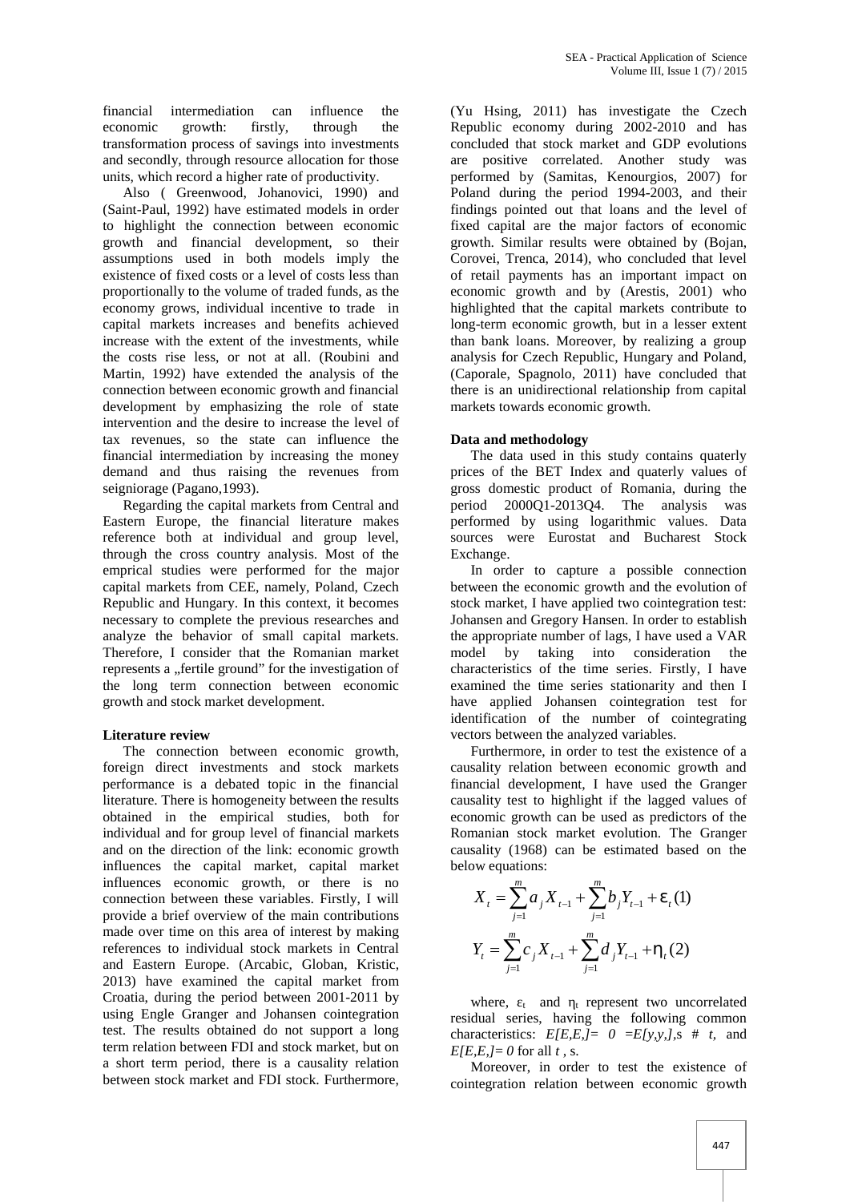financial intermediation can influence the economic growth: firstly, through the transformation process of savings into investments and secondly, through resource allocation for those units, which record a higher rate of productivity.

Also ( Greenwood, Johanovici, 1990) and (Saint-Paul, 1992) have estimated models in order to highlight the connection between economic growth and financial development, so their assumptions used in both models imply the existence of fixed costs or a level of costs less than proportionally to the volume of traded funds, as the economy grows, individual incentive to trade in capital markets increases and benefits achieved increase with the extent of the investments, while the costs rise less, or not at all. (Roubini and Martin, 1992) have extended the analysis of the connection between economic growth and financial development by emphasizing the role of state intervention and the desire to increase the level of tax revenues, so the state can influence the financial intermediation by increasing the money demand and thus raising the revenues from seigniorage (Pagano,1993).

Regarding the capital markets from Central and Eastern Europe, the financial literature makes reference both at individual and group level, through the cross country analysis. Most of the emprical studies were performed for the major capital markets from CEE, namely, Poland, Czech Republic and Hungary. In this context, it becomes necessary to complete the previous researches and analyze the behavior of small capital markets. Therefore, I consider that the Romanian market represents a „fertile ground" for the investigation of the long term connection between economic growth and stock market development.

## Literature review

The connection between economic growth, foreign direct investments and stock markets performance is a debated topic in the financial literature. There is homogeneity between the results obtained in the empirical studies, both for individual and for group level of financial markets and on the direction of the link: economic growth influences the capital market, capital market influences economic growth, or there is no connection between these variables. Firstly, I will provide a brief overview of the main contributions made over time on this area of interest by making references to individual stock markets in Central and Eastern Europe. (Arcabic, Globan, Kristic, 2013) have examined the capital market from Croatia, during the period between 2001-2011 by using Engle Granger and Johansen cointegration test. The results obtained do not support a long term relation between FDI and stock market, but on a short term period, there is a causality relation between stock market and FDI stock. Furthermore, (Yu Hsing, 2011) has investigate the Czech Republic economy during 2002-2010 and has concluded that stock market and GDP evolutions are positive correlated. Another study was performed by (Samitas, Kenourgios, 2007) for Poland during the period 1994-2003, and their findings pointed out that loans and the level of fixed capital are the major factors of economic growth. Similar results were obtained by (Bojan, Corovei, Trenca, 2014), who concluded that level of retail payments has an important impact on economic growth and by (Arestis, 2001) who highlighted that the capital markets contribute to long-term economic growth, but in a lesser extent than bank loans. Moreover, by realizing a group analysis for Czech Republic, Hungary and Poland, (Caporale, Spagnolo, 2011) have concluded that there is an unidirectional relationship from capital markets towards economic growth.

## Data and methodology

The data used in this study contains quaterly prices of the BET Index and quaterly values of gross domestic product of Romania, during the period 2000Q1-2013Q4. The analysis was performed by using logarithmic values. Data sources were Eurostat and Bucharest Stock Exchange.

In order to capture a possible connection between the economic growth and the evolution of stock market, I have applied two cointegration test: Johansen and Gregory Hansen. In order to establish the appropriate number of lags, I have used a VAR model by taking into consideration the characteristics of the time series. Firstly, I have examined the time series stationarity and then I have applied Johansen cointegration test for identification of the number of cointegrating vectors between the analyzed variables.

Furthermore, in order to test the existence of a causality relation between economic growth and financial development, I have used the Granger causality test to highlight if the lagged values of economic growth can be used as predictors of the Romanian stock market evolution. The Granger causality (1968) can be estimated based on the below equations:

$$X_t = \sum_{j=1}^{m} a_j X_{t-1} + \sum_{j=1}^{m} b_j Y_{t-1} + \varepsilon_t \quad (1)$$

$$Y_t = \sum_{j=1}^{m} c_j X_{t-1} + \sum_{j=1}^{m} d_j Y_{t-1} + \eta_t \quad (2)$$

where, $\varepsilon_t$ and $\eta_t$ represent two uncorrelated residual series, having the following common characteristics: *E[E,E,]= 0 =E[y,y,]*,s # *t*, and *E[E,E,]= 0* for all *t* , s.

Moreover, in order to test the existence of cointegration relation between economic growth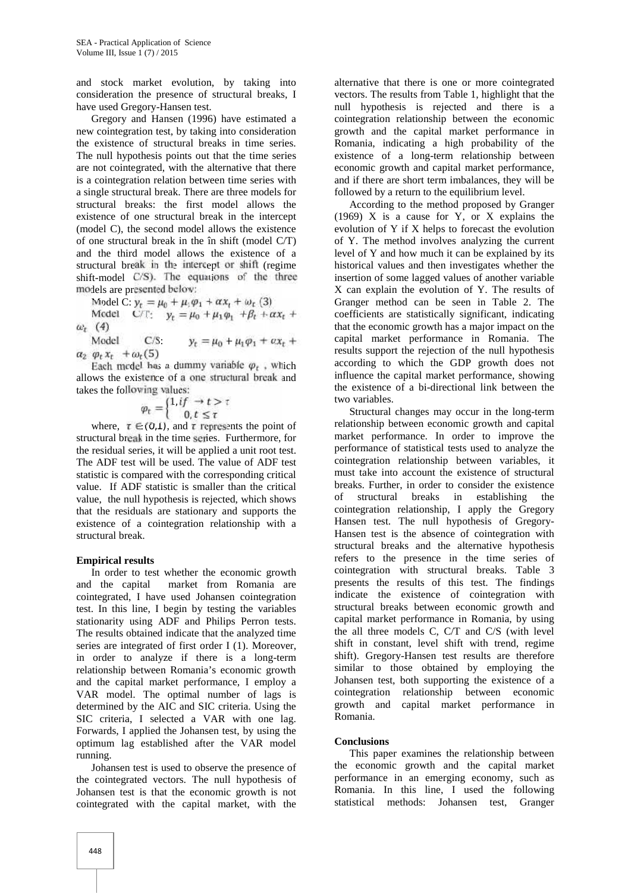and stock market evolution, by taking into consideration the presence of structural breaks, I have used Gregory-Hansen test.

Gregory and Hansen (1996) have estimated a new cointegration test, by taking into consideration the existence of structural breaks in time series. The null hypothesis points out that the time series are not cointegrated, with the alternative that there is a cointegration relation between time series with a single structural break. There are three models for structural breaks: the first model allows the existence of one structural break in the intercept (model C), the second model allows the existence of one structural break in the în shift (model C/T) and the third model allows the existence of a structural break in the intercept or shift (regime shift-model C/S). The equations of the three models are presented below:

Model C: $y_t = \mu_0 + \mu_1 \varphi_1 + \alpha x_t + \omega_t$ (3)

Model C/T: $y_t = \mu_0 + \mu_1 \varphi_1 + \beta_t + \alpha x_t + \omega_t$ (4)

Model C/S: $y_t = \mu_0 + \mu_1 \varphi_1 + \alpha x_t + \alpha_2 \varphi_t x_t + \omega_t$ (5)

Each model has a dummy variable $\varphi_t$, which allows the existence of a one structural break and takes the following values:

$$\varphi_t = \begin{cases} 1, if \rightarrow t > \tau \\ 0, t \leq \tau \end{cases}$$

where, $\tau \in (0,1)$, and $\tau$ represents the point of structural break in the time series. Furthermore, for the residual series, it will be applied a unit root test. The ADF test will be used. The value of ADF test statistic is compared with the corresponding critical value. If ADF statistic is smaller than the critical value, the null hypothesis is rejected, which shows that the residuals are stationary and supports the existence of a cointegration relationship with a structural break.

## Empirical results

In order to test whether the economic growth and the capital market from Romania are cointegrated, I have used Johansen cointegration test. In this line, I begin by testing the variables stationarity using ADF and Philips Perron tests. The results obtained indicate that the analyzed time series are integrated of first order I (1). Moreover, in order to analyze if there is a long-term relationship between Romania's economic growth and the capital market performance, I employ a VAR model. The optimal number of lags is determined by the AIC and SIC criteria. Using the SIC criteria, I selected a VAR with one lag. Forwards, I applied the Johansen test, by using the optimum lag established after the VAR model running.

Johansen test is used to observe the presence of the cointegrated vectors. The null hypothesis of Johansen test is that the economic growth is not cointegrated with the capital market, with the alternative that there is one or more cointegrated vectors. The results from Table 1, highlight that the null hypothesis is rejected and there is a cointegration relationship between the economic growth and the capital market performance in Romania, indicating a high probability of the existence of a long-term relationship between economic growth and capital market performance, and if there are short term imbalances, they will be followed by a return to the equilibrium level.

According to the method proposed by Granger (1969) X is a cause for Y, or X explains the evolution of Y if X helps to forecast the evolution of Y. The method involves analyzing the current level of Y and how much it can be explained by its historical values and then investigates whether the insertion of some lagged values of another variable X can explain the evolution of Y. The results of Granger method can be seen in Table 2. The coefficients are statistically significant, indicating that the economic growth has a major impact on the capital market performance in Romania. The results support the rejection of the null hypothesis according to which the GDP growth does not influence the capital market performance, showing the existence of a bi-directional link between the two variables.

Structural changes may occur in the long-term relationship between economic growth and capital market performance. In order to improve the performance of statistical tests used to analyze the cointegration relationship between variables, it must take into account the existence of structural breaks. Further, in order to consider the existence of structural breaks in establishing the cointegration relationship, I apply the Gregory Hansen test. The null hypothesis of Gregory-Hansen test is the absence of cointegration with structural breaks and the alternative hypothesis refers to the presence in the time series of cointegration with structural breaks. Table 3 presents the results of this test. The findings indicate the existence of cointegration with structural breaks between economic growth and capital market performance in Romania, by using the all three models C, C/T and C/S (with level shift in constant, level shift with trend, regime shift). Gregory-Hansen test results are therefore similar to those obtained by employing the Johansen test, both supporting the existence of a cointegration relationship between economic growth and capital market performance in Romania.

## Conclusions

This paper examines the relationship between the economic growth and the capital market performance in an emerging economy, such as Romania. In this line, I used the following statistical methods: Johansen test, Granger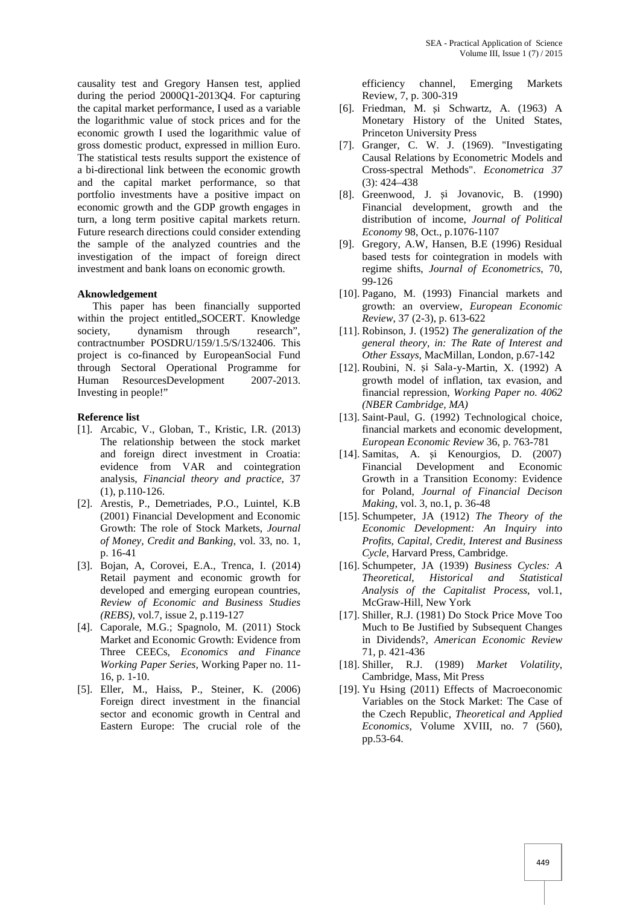causality test and Gregory Hansen test, applied during the period 2000Q1-2013Q4. For capturing the capital market performance, I used as a variable the logarithmic value of stock prices and for the economic growth I used the logarithmic value of gross domestic product, expressed in million Euro. The statistical tests results support the existence of a bi-directional link between the economic growth and the capital market performance, so that portfolio investments have a positive impact on economic growth and the GDP growth engages in turn, a long term positive capital markets return. Future research directions could consider extending the sample of the analyzed countries and the investigation of the impact of foreign direct investment and bank loans on economic growth.

**Aknowledgement**

This paper has been financially supported within the project entitled„SOCERT. Knowledge society, dynamism through research", contractnumber POSDRU/159/1.5/S/132406. This project is co-financed by EuropeanSocial Fund through Sectoral Operational Programme for Human ResourcesDevelopment 2007-2013. Investing in people!"

**Reference list**

[1]. Arcabic, V., Globan, T., Kristic, I.R. (2013) The relationship between the stock market and foreign direct investment in Croatia: evidence from VAR and cointegration analysis, *Financial theory and practice*, 37 (1), p.110-126.

[2]. Arestis, P., Demetriades, P.O., Luintel, K.B (2001) Financial Development and Economic Growth: The role of Stock Markets, *Journal of Money, Credit and Banking*, vol. 33, no. 1, p. 16-41

[3]. Bojan, A, Corovei, E.A., Trenca, I. (2014) Retail payment and economic growth for developed and emerging european countries, *Review of Economic and Business Studies (REBS)*, vol.7, issue 2, p.119-127

[4]. Caporale, M.G.; Spagnolo, M. (2011) Stock Market and Economic Growth: Evidence from Three CEECs, *Economics and Finance Working Paper Series*, Working Paper no. 11-16, p. 1-10.

[5]. Eller, M., Haiss, P., Steiner, K. (2006) Foreign direct investment in the financial sector and economic growth in Central and Eastern Europe: The crucial role of the efficiency channel, Emerging Markets Review, 7, p. 300-319

[6]. Friedman, M. și Schwartz, A. (1963) A Monetary History of the United States, Princeton University Press

[7]. Granger, C. W. J. (1969). "Investigating Causal Relations by Econometric Models and Cross-spectral Methods". *Econometrica 37* (3): 424–438

[8]. Greenwood, J. și Jovanovic, B. (1990) Financial development, growth and the distribution of income, *Journal of Political Economy* 98, Oct., p.1076-1107

[9]. Gregory, A.W, Hansen, B.E (1996) Residual based tests for cointegration in models with regime shifts, *Journal of Econometrics*, 70, 99-126

[10]. Pagano, M. (1993) Financial markets and growth: an overview, *European Economic Review*, 37 (2-3), p. 613-622

[11]. Robinson, J. (1952) *The generalization of the general theory, in: The Rate of Interest and Other Essays*, MacMillan, London, p.67-142

[12]. Roubini, N. și Sala-y-Martin, X. (1992) A growth model of inflation, tax evasion, and financial repression, *Working Paper no. 4062 (NBER Cambridge, MA)*

[13]. Saint-Paul, G. (1992) Technological choice, financial markets and economic development, *European Economic Review* 36, p. 763-781

[14]. Samitas, A. și Kenourgios, D. (2007) Financial Development and Economic Growth in a Transition Economy: Evidence for Poland, *Journal of Financial Decison Making*, vol. 3, no.1, p. 36-48

[15]. Schumpeter, JA (1912) *The Theory of the Economic Development: An Inquiry into Profits, Capital, Credit, Interest and Business Cycle*, Harvard Press, Cambridge.

[16]. Schumpeter, JA (1939) *Business Cycles: A Theoretical, Historical and Statistical Analysis of the Capitalist Process*, vol.1, McGraw-Hill, New York

[17]. Shiller, R.J. (1981) Do Stock Price Move Too Much to Be Justified by Subsequent Changes in Dividends?, *American Economic Review* 71, p. 421-436

[18]. Shiller, R.J. (1989) *Market Volatility*, Cambridge, Mass, Mit Press

[19]. Yu Hsing (2011) Effects of Macroeconomic Variables on the Stock Market: The Case of the Czech Republic, *Theoretical and Applied Economics*, Volume XVIII, no. 7 (560), pp.53-64.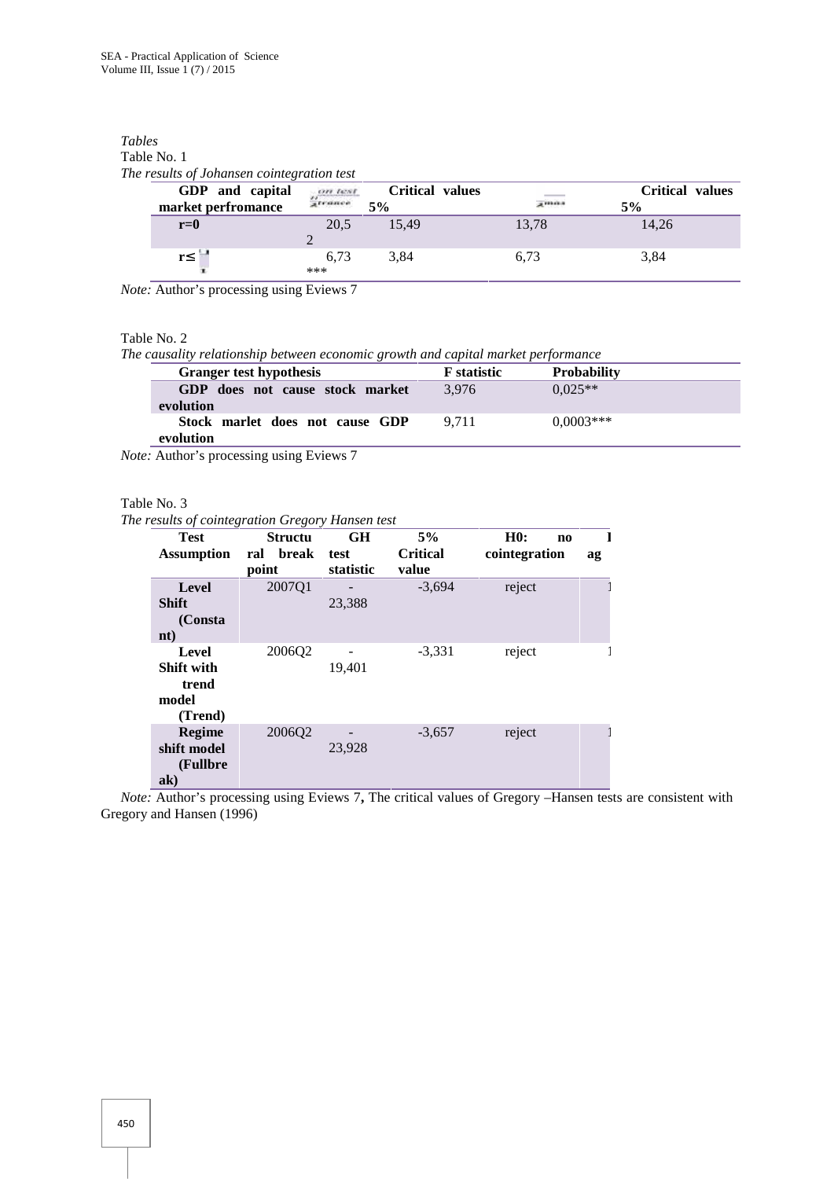*Tables*

Table No. 1

*The results of Johansen cointegration test*

| GDP and capital market perfromance | on test $\lambda_{trance}$ | Critical values 5% | $\lambda_{max}$ | Critical values 5% |
|---|---|---|---|---|
| r=0 | 20,5 2 | 15,49 | 13,78 | 14,26 |
| r≤ 1 | 6,73 *** | 3,84 | 6,73 | 3,84 |

*Note:* Author's processing using Eviews 7

Table No. 2

*The causality relationship between economic growth and capital market performance*

| Granger test hypothesis | F statistic | Probability |
|---|---|---|
| GDP does not cause stock market evolution | 3,976 | 0,025** |
| Stock marlet does not cause GDP evolution | 9,711 | 0,0003*** |

*Note:* Author's processing using Eviews 7

Table No. 3

*The results of cointegration Gregory Hansen test*

| Test Assumption | Structural break point | GH test statistic | 5% Critical value | H0: no cointegration | lag |
|---|---|---|---|---|---|
| Level Shift (Constant) | 2007Q1 | -23,388 | -3,694 | reject | 1 |
| Level Shift with trend model (Trend) | 2006Q2 | -19,401 | -3,331 | reject | 1 |
| Regime shift model (Fullbreak) | 2006Q2 | -23,928 | -3,657 | reject | 1 |

*Note:* Author's processing using Eviews 7**,** The critical values of Gregory –Hansen tests are consistent with Gregory and Hansen (1996)